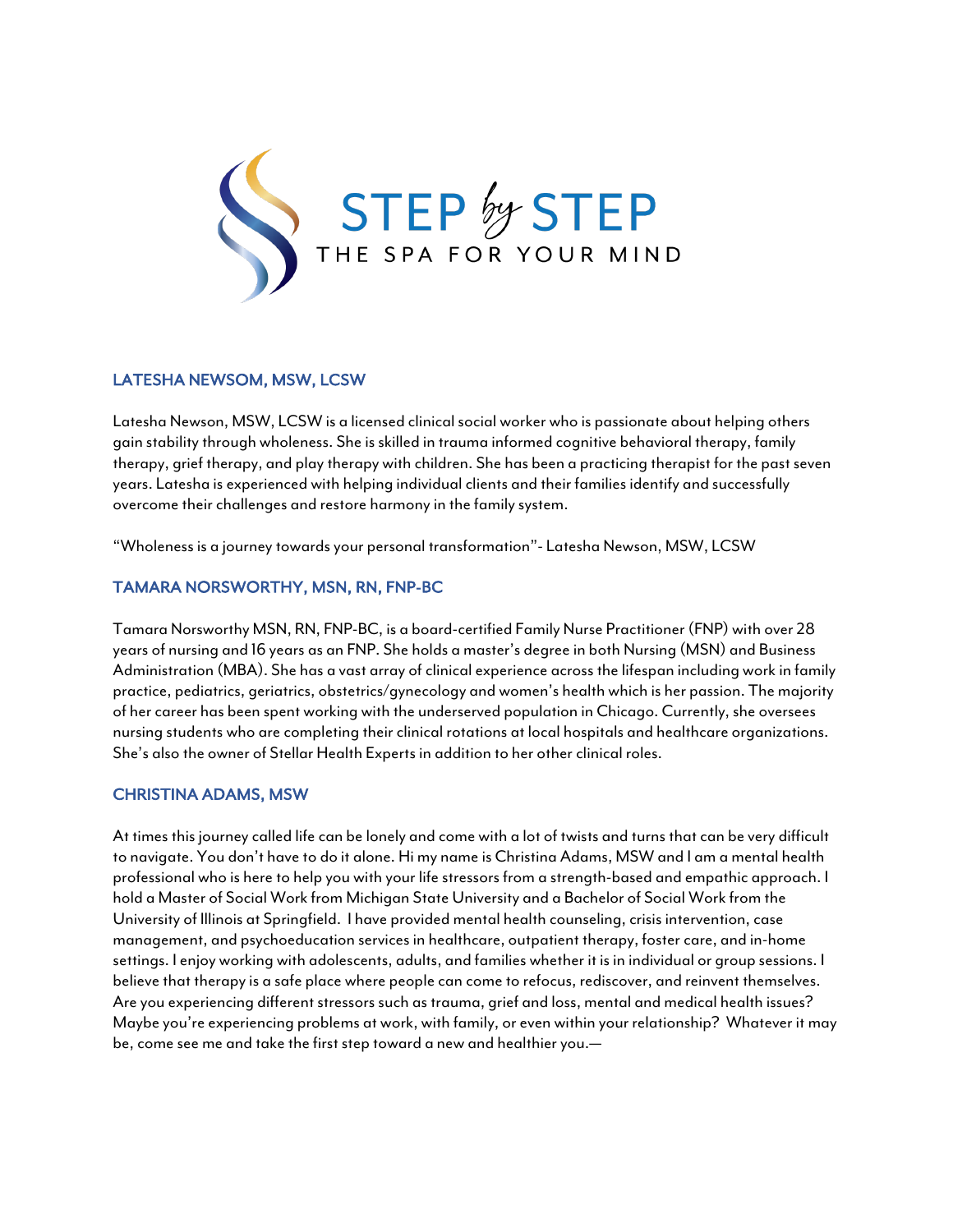# STEP by STEP

THE SPA FOR YOUR MIND

## LATESHA NEWSOM, MSW, LCSW

Latesha Newson, MSW, LCSW is a licensed clinical social worker who is passionate about helping others gain stability through wholeness. She is skilled in trauma informed cognitive behavioral therapy, family therapy, grief therapy, and play therapy with children. She has been a practicing therapist for the past seven years. Latesha is experienced with helping individual clients and their families identify and successfully overcome their challenges and restore harmony in the family system.

"Wholeness is a journey towards your personal transformation"- Latesha Newson, MSW, LCSW

## TAMARA NORSWORTHY, MSN, RN, FNP-BC

Tamara Norsworthy MSN, RN, FNP-BC, is a board-certified Family Nurse Practitioner (FNP) with over 28 years of nursing and 16 years as an FNP. She holds a master's degree in both Nursing (MSN) and Business Administration (MBA). She has a vast array of clinical experience across the lifespan including work in family practice, pediatrics, geriatrics, obstetrics/gynecology and women's health which is her passion. The majority of her career has been spent working with the underserved population in Chicago. Currently, she oversees nursing students who are completing their clinical rotations at local hospitals and healthcare organizations. She's also the owner of Stellar Health Experts in addition to her other clinical roles.

## CHRISTINA ADAMS, MSW

At times this journey called life can be lonely and come with a lot of twists and turns that can be very difficult to navigate. You don't have to do it alone. Hi my name is Christina Adams, MSW and I am a mental health professional who is here to help you with your life stressors from a strength-based and empathic approach. I hold a Master of Social Work from Michigan State University and a Bachelor of Social Work from the University of Illinois at Springfield. I have provided mental health counseling, crisis intervention, case management, and psychoeducation services in healthcare, outpatient therapy, foster care, and in-home settings. I enjoy working with adolescents, adults, and families whether it is in individual or group sessions. I believe that therapy is a safe place where people can come to refocus, rediscover, and reinvent themselves. Are you experiencing different stressors such as trauma, grief and loss, mental and medical health issues? Maybe you're experiencing problems at work, with family, or even within your relationship? Whatever it may be, come see me and take the first step toward a new and healthier you.—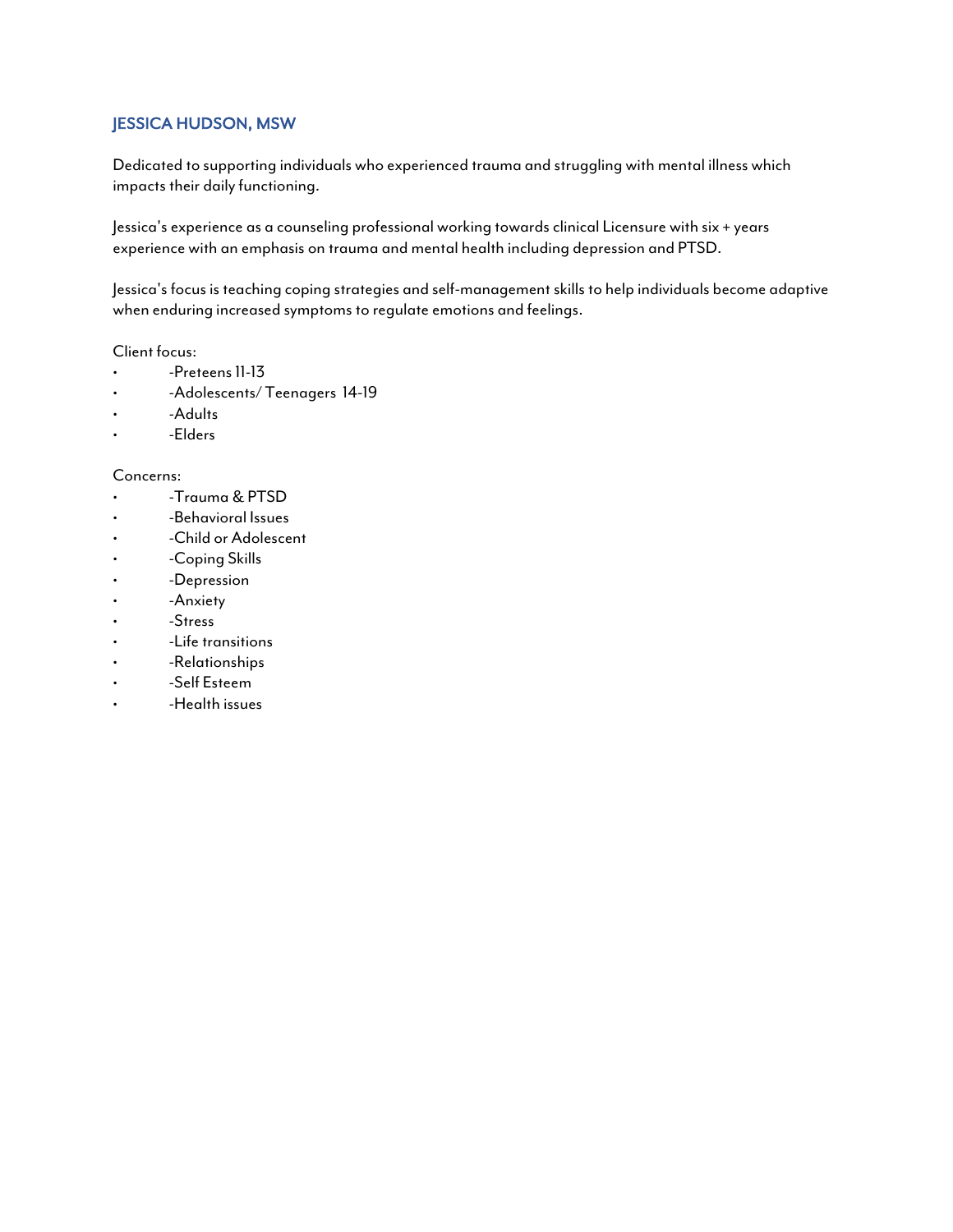## JESSICA HUDSON, MSW

Dedicated to supporting individuals who experienced trauma and struggling with mental illness which impacts their daily functioning.

Jessica's experience as a counseling professional working towards clinical Licensure with six + years experience with an emphasis on trauma and mental health including depression and PTSD.

Jessica's focus is teaching coping strategies and self-management skills to help individuals become adaptive when enduring increased symptoms to regulate emotions and feelings.

Client focus:

- -Preteens 11-13
- -Adolescents/ Teenagers 14-19
- -Adults
- -Elders

Concerns:

- -Trauma & PTSD
- -Behavioral Issues
- -Child or Adolescent
- -Coping Skills
- -Depression
- -Anxiety
- -Stress
- -Life transitions
- -Relationships
- -Self Esteem
- -Health issues